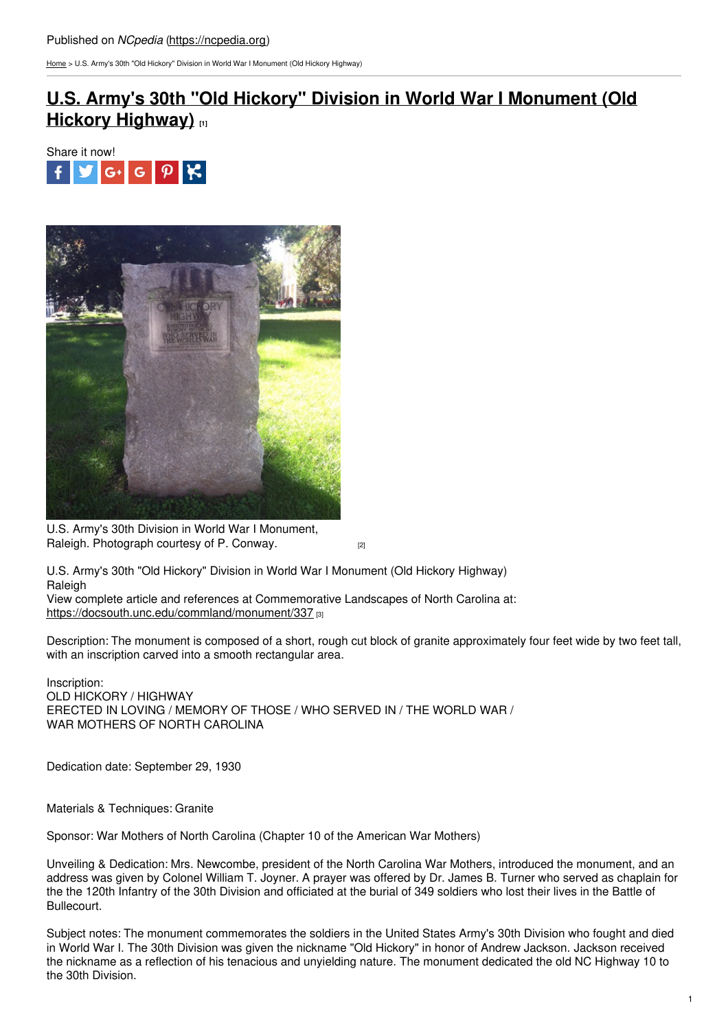Published on *NCpedia* (https://ncpedia.org)

Home > U.S. Army's 30th "Old Hickory" Division in World War I Monument (Old Hickory Highway)

# U.S. Army's 30th "Old Hickory" Division in World War I Monument (Old Hickory Highway) [1]

Share it now!

U.S. Army's 30th Division in World War I Monument, Raleigh. Photograph courtesy of P. Conway. [2]

U.S. Army's 30th "Old Hickory" Division in World War I Monument (Old Hickory Highway)
Raleigh
View complete article and references at Commemorative Landscapes of North Carolina at:
https://docsouth.unc.edu/commland/monument/337 [3]

Description: The monument is composed of a short, rough cut block of granite approximately four feet wide by two feet tall, with an inscription carved into a smooth rectangular area.

Inscription:
OLD HICKORY / HIGHWAY
ERECTED IN LOVING / MEMORY OF THOSE / WHO SERVED IN / THE WORLD WAR /
WAR MOTHERS OF NORTH CAROLINA

Dedication date: September 29, 1930

Materials & Techniques: Granite

Sponsor: War Mothers of North Carolina (Chapter 10 of the American War Mothers)

Unveiling & Dedication: Mrs. Newcombe, president of the North Carolina War Mothers, introduced the monument, and an address was given by Colonel William T. Joyner. A prayer was offered by Dr. James B. Turner who served as chaplain for the the 120th Infantry of the 30th Division and officiated at the burial of 349 soldiers who lost their lives in the Battle of Bullecourt.

Subject notes: The monument commemorates the soldiers in the United States Army's 30th Division who fought and died in World War I. The 30th Division was given the nickname "Old Hickory" in honor of Andrew Jackson. Jackson received the nickname as a reflection of his tenacious and unyielding nature. The monument dedicated the old NC Highway 10 to the 30th Division.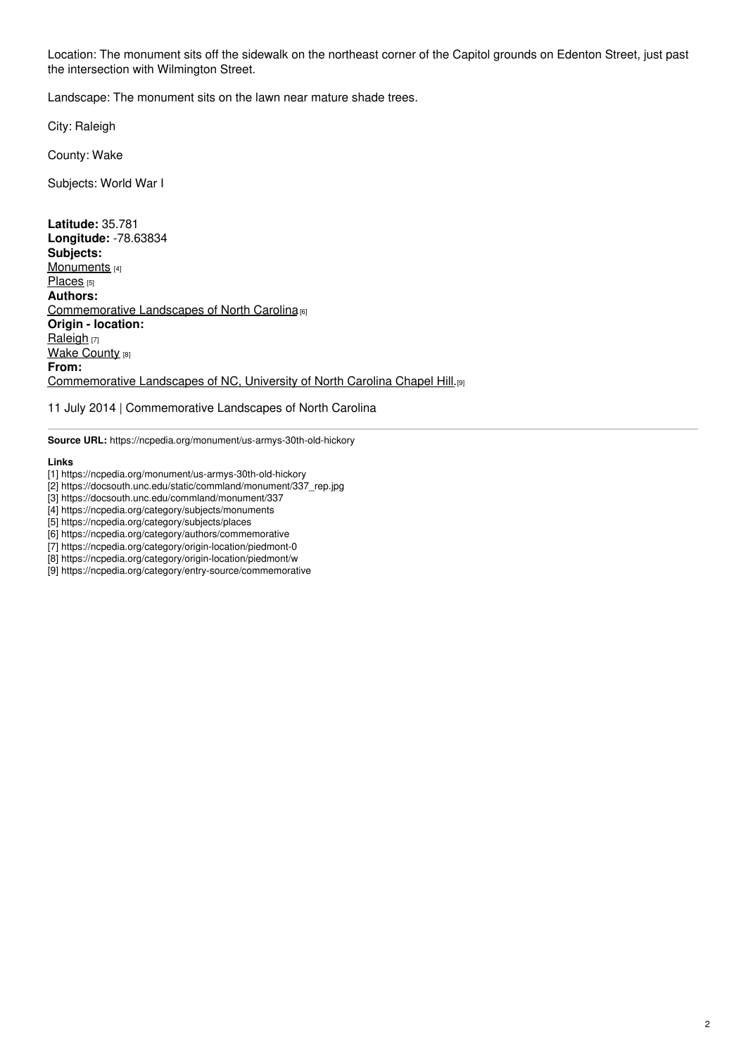Location: The monument sits off the sidewalk on the northeast corner of the Capitol grounds on Edenton Street, just past the intersection with Wilmington Street.

Landscape: The monument sits on the lawn near mature shade trees.

City: Raleigh

County: Wake

Subjects: World War I

**Latitude:** 35.781
**Longitude:** -78.63834
**Subjects:**
Monuments [4]
Places [5]
**Authors:**
Commemorative Landscapes of North Carolina [6]
**Origin - location:**
Raleigh [7]
Wake County [8]
**From:**
Commemorative Landscapes of NC, University of North Carolina Chapel Hill. [9]

11 July 2014 | Commemorative Landscapes of North Carolina

**Source URL:** https://ncpedia.org/monument/us-armys-30th-old-hickory

**Links**

[1] https://ncpedia.org/monument/us-armys-30th-old-hickory
[2] https://docsouth.unc.edu/static/commland/monument/337_rep.jpg
[3] https://docsouth.unc.edu/commland/monument/337
[4] https://ncpedia.org/category/subjects/monuments
[5] https://ncpedia.org/category/subjects/places
[6] https://ncpedia.org/category/authors/commemorative
[7] https://ncpedia.org/category/origin-location/piedmont-0
[8] https://ncpedia.org/category/origin-location/piedmont/w
[9] https://ncpedia.org/category/entry-source/commemorative